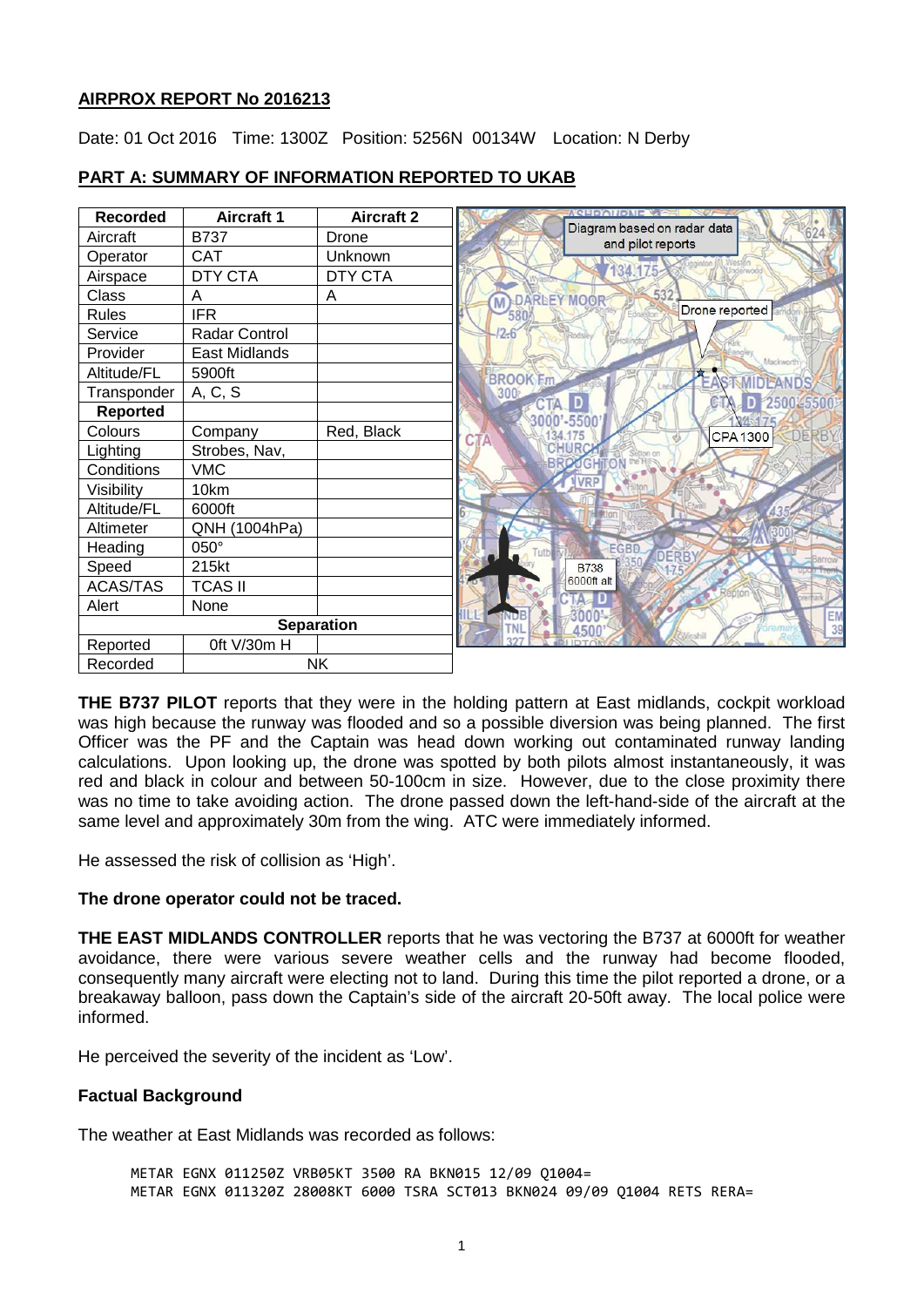## AIRPROX REPORT No 2016213

Date: 01 Oct 2016 Time: 1300Z Position: 5256N 00134W Location: N Derby

## PART A: SUMMARY OF INFORMATION REPORTED TO UKAB

| Recorded | Aircraft 1 | Aircraft 2 |
|---|---|---|
| Aircraft | B737 | Drone |
| Operator | CAT | Unknown |
| Airspace | DTY CTA | DTY CTA |
| Class | A | A |
| Rules | IFR | |
| Service | Radar Control | |
| Provider | East Midlands | |
| Altitude/FL | 5900ft | |
| Transponder | A, C, S | |
| **Reported** | | |
| Colours | Company | Red, Black |
| Lighting | Strobes, Nav, | |
| Conditions | VMC | |
| Visibility | 10km | |
| Altitude/FL | 6000ft | |
| Altimeter | QNH (1004hPa) | |
| Heading | 050° | |
| Speed | 215kt | |
| ACAS/TAS | TCAS II | |
| Alert | None | |
| **Separation** | | |
| Reported | 0ft V/30m H | |
| Recorded | NK | |

Diagram based on radar data and pilot reports

**THE B737 PILOT** reports that they were in the holding pattern at East midlands, cockpit workload was high because the runway was flooded and so a possible diversion was being planned. The first Officer was the PF and the Captain was head down working out contaminated runway landing calculations. Upon looking up, the drone was spotted by both pilots almost instantaneously, it was red and black in colour and between 50-100cm in size. However, due to the close proximity there was no time to take avoiding action. The drone passed down the left-hand-side of the aircraft at the same level and approximately 30m from the wing. ATC were immediately informed.

He assessed the risk of collision as 'High'.

**The drone operator could not be traced.**

**THE EAST MIDLANDS CONTROLLER** reports that he was vectoring the B737 at 6000ft for weather avoidance, there were various severe weather cells and the runway had become flooded, consequently many aircraft were electing not to land. During this time the pilot reported a drone, or a breakaway balloon, pass down the Captain's side of the aircraft 20-50ft away. The local police were informed.

He perceived the severity of the incident as 'Low'.

### Factual Background

The weather at East Midlands was recorded as follows:

```
METAR EGNX 011250Z VRB05KT 3500 RA BKN015 12/09 Q1004=
METAR EGNX 011320Z 28008KT 6000 TSRA SCT013 BKN024 09/09 Q1004 RETS RERA=
```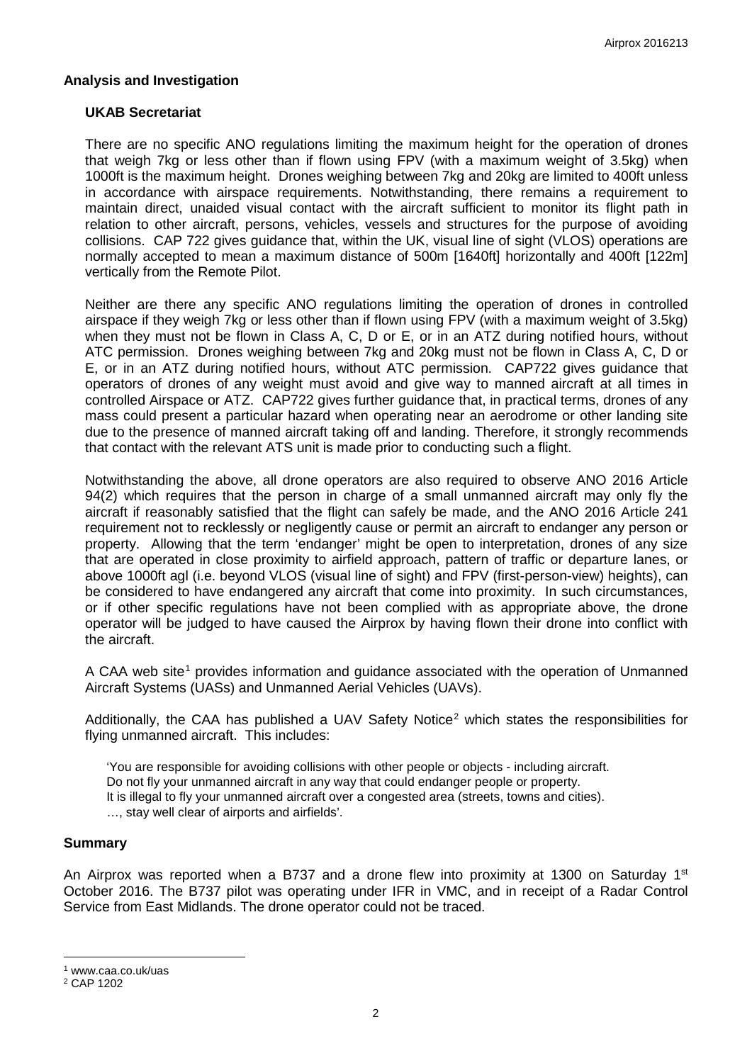## Analysis and Investigation

### UKAB Secretariat

There are no specific ANO regulations limiting the maximum height for the operation of drones that weigh 7kg or less other than if flown using FPV (with a maximum weight of 3.5kg) when 1000ft is the maximum height. Drones weighing between 7kg and 20kg are limited to 400ft unless in accordance with airspace requirements. Notwithstanding, there remains a requirement to maintain direct, unaided visual contact with the aircraft sufficient to monitor its flight path in relation to other aircraft, persons, vehicles, vessels and structures for the purpose of avoiding collisions. CAP 722 gives guidance that, within the UK, visual line of sight (VLOS) operations are normally accepted to mean a maximum distance of 500m [1640ft] horizontally and 400ft [122m] vertically from the Remote Pilot.

Neither are there any specific ANO regulations limiting the operation of drones in controlled airspace if they weigh 7kg or less other than if flown using FPV (with a maximum weight of 3.5kg) when they must not be flown in Class A, C, D or E, or in an ATZ during notified hours, without ATC permission. Drones weighing between 7kg and 20kg must not be flown in Class A, C, D or E, or in an ATZ during notified hours, without ATC permission. CAP722 gives guidance that operators of drones of any weight must avoid and give way to manned aircraft at all times in controlled Airspace or ATZ. CAP722 gives further guidance that, in practical terms, drones of any mass could present a particular hazard when operating near an aerodrome or other landing site due to the presence of manned aircraft taking off and landing. Therefore, it strongly recommends that contact with the relevant ATS unit is made prior to conducting such a flight.

Notwithstanding the above, all drone operators are also required to observe ANO 2016 Article 94(2) which requires that the person in charge of a small unmanned aircraft may only fly the aircraft if reasonably satisfied that the flight can safely be made, and the ANO 2016 Article 241 requirement not to recklessly or negligently cause or permit an aircraft to endanger any person or property. Allowing that the term 'endanger' might be open to interpretation, drones of any size that are operated in close proximity to airfield approach, pattern of traffic or departure lanes, or above 1000ft agl (i.e. beyond VLOS (visual line of sight) and FPV (first-person-view) heights), can be considered to have endangered any aircraft that come into proximity. In such circumstances, or if other specific regulations have not been complied with as appropriate above, the drone operator will be judged to have caused the Airprox by having flown their drone into conflict with the aircraft.

A CAA web site[1] provides information and guidance associated with the operation of Unmanned Aircraft Systems (UASs) and Unmanned Aerial Vehicles (UAVs).

Additionally, the CAA has published a UAV Safety Notice[2] which states the responsibilities for flying unmanned aircraft. This includes:

> 'You are responsible for avoiding collisions with other people or objects - including aircraft.
> Do not fly your unmanned aircraft in any way that could endanger people or property.
> It is illegal to fly your unmanned aircraft over a congested area (streets, towns and cities).
> …, stay well clear of airports and airfields'.

## Summary

An Airprox was reported when a B737 and a drone flew into proximity at 1300 on Saturday 1st October 2016. The B737 pilot was operating under IFR in VMC, and in receipt of a Radar Control Service from East Midlands. The drone operator could not be traced.

---

[1] www.caa.co.uk/uas

[2] CAP 1202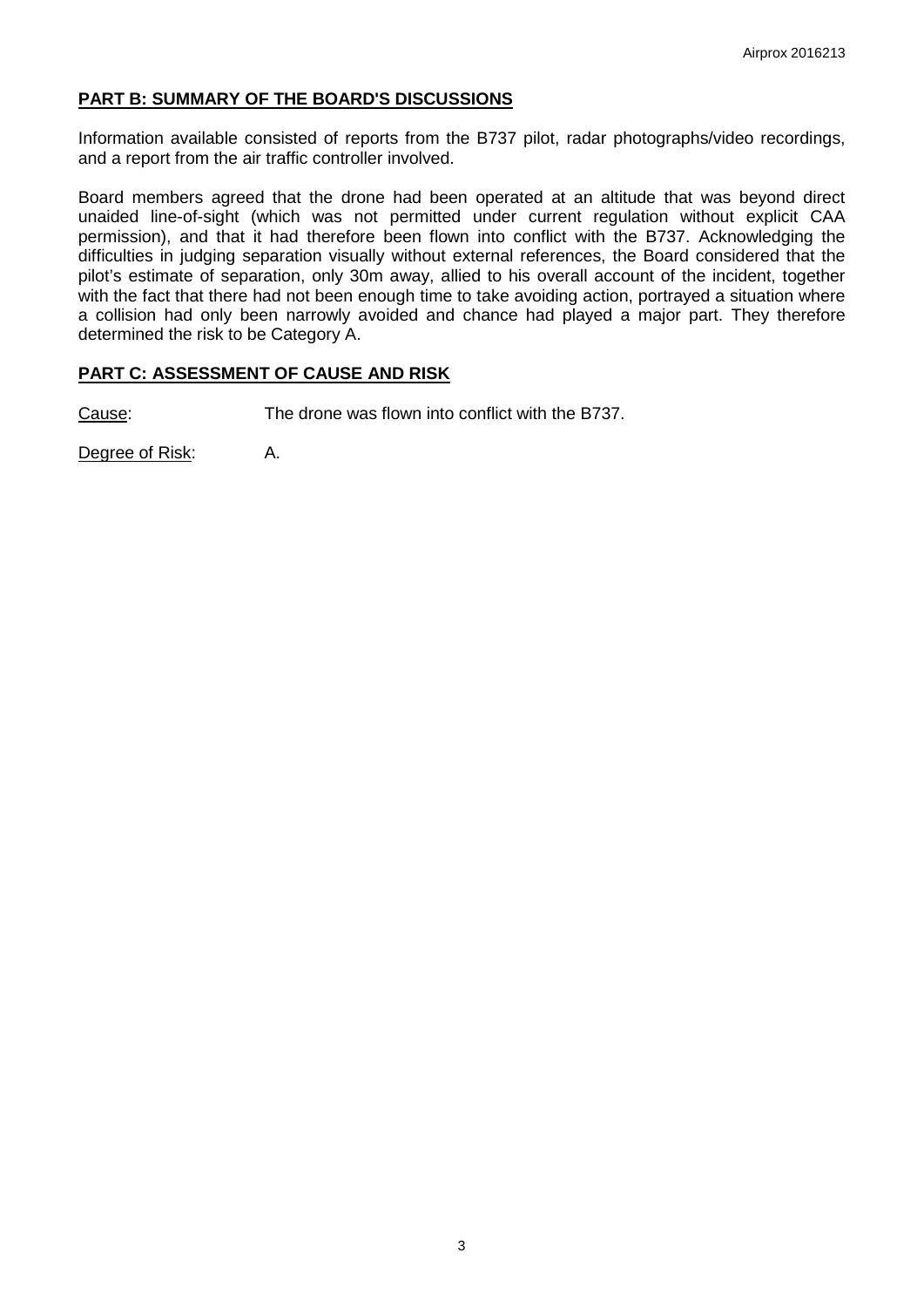## PART B: SUMMARY OF THE BOARD'S DISCUSSIONS

Information available consisted of reports from the B737 pilot, radar photographs/video recordings, and a report from the air traffic controller involved.

Board members agreed that the drone had been operated at an altitude that was beyond direct unaided line-of-sight (which was not permitted under current regulation without explicit CAA permission), and that it had therefore been flown into conflict with the B737. Acknowledging the difficulties in judging separation visually without external references, the Board considered that the pilot's estimate of separation, only 30m away, allied to his overall account of the incident, together with the fact that there had not been enough time to take avoiding action, portrayed a situation where a collision had only been narrowly avoided and chance had played a major part. They therefore determined the risk to be Category A.

## PART C: ASSESSMENT OF CAUSE AND RISK

Cause: The drone was flown into conflict with the B737.

Degree of Risk: A.